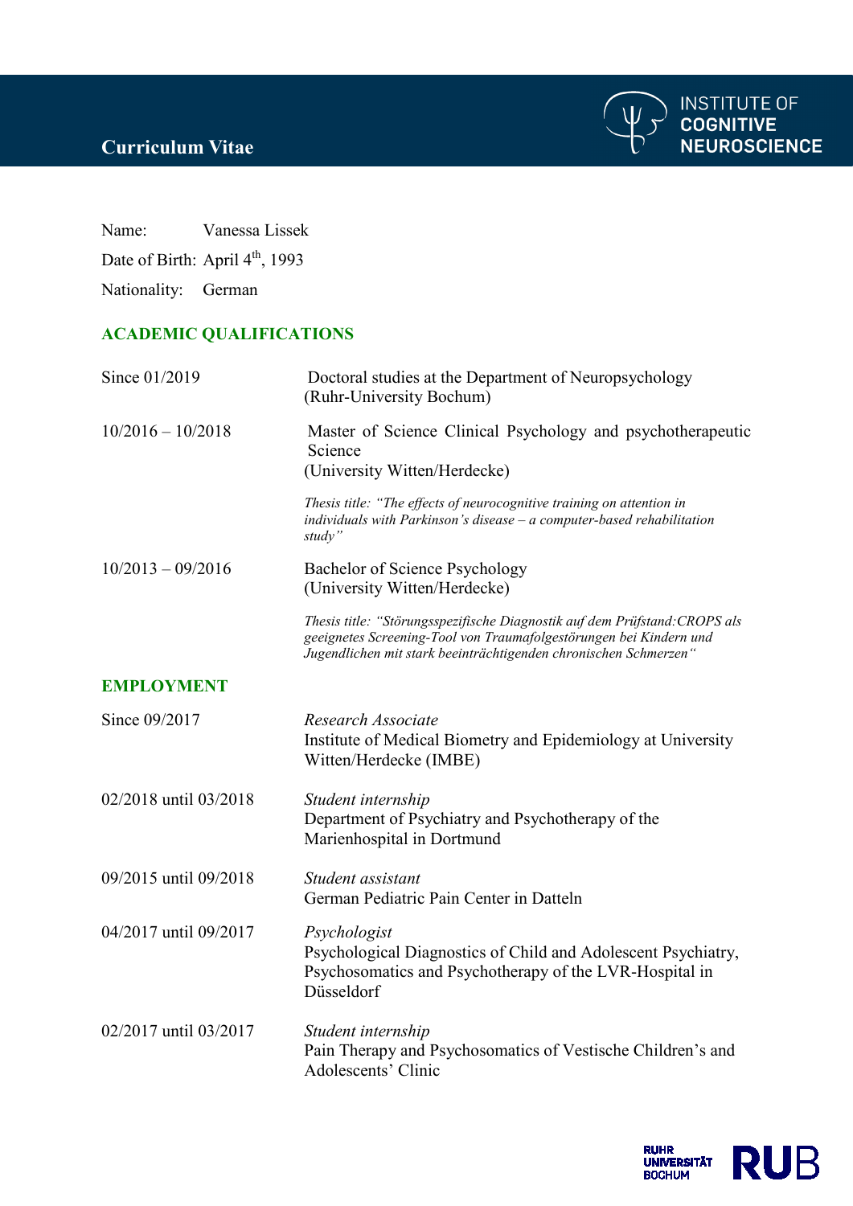# Curriculum Vitae

INSTITUTE OF COGNITIVE NEUROSCIENCE

Name: Vanessa Lissek

Date of Birth: April 4th, 1993

Nationality: German

## ACADEMIC QUALIFICATIONS

**Since 01/2019**
Doctoral studies at the Department of Neuropsychology
(Ruhr-University Bochum)

**10/2016 – 10/2018**
Master of Science Clinical Psychology and psychotherapeutic Science
(University Witten/Herdecke)

*Thesis title: "The effects of neurocognitive training on attention in individuals with Parkinson's disease – a computer-based rehabilitation study"*

**10/2013 – 09/2016**
Bachelor of Science Psychology
(University Witten/Herdecke)

*Thesis title: "Störungsspezifische Diagnostik auf dem Prüfstand:CROPS als geeignetes Screening-Tool von Traumafolgestörungen bei Kindern und Jugendlichen mit stark beeinträchtigenden chronischen Schmerzen"*

## EMPLOYMENT

**Since 09/2017**
*Research Associate*
Institute of Medical Biometry and Epidemiology at University Witten/Herdecke (IMBE)

**02/2018 until 03/2018**
*Student internship*
Department of Psychiatry and Psychotherapy of the Marienhospital in Dortmund

**09/2015 until 09/2018**
*Student assistant*
German Pediatric Pain Center in Datteln

**04/2017 until 09/2017**
*Psychologist*
Psychological Diagnostics of Child and Adolescent Psychiatry, Psychosomatics and Psychotherapy of the LVR-Hospital in Düsseldorf

**02/2017 until 03/2017**
*Student internship*
Pain Therapy and Psychosomatics of Vestische Children's and Adolescents' Clinic

RUHR UNIVERSITÄT BOCHUM RUB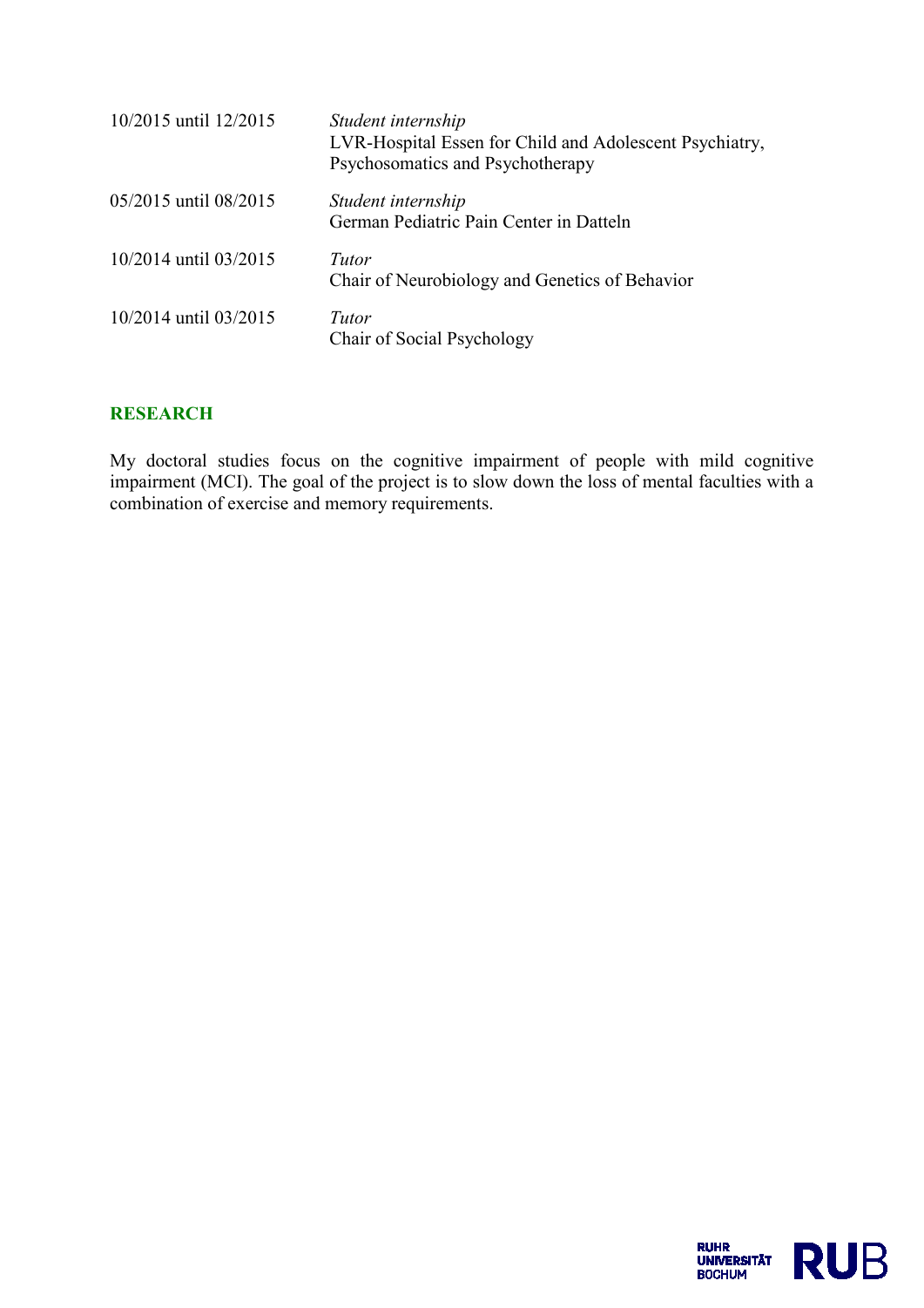| | |
|---|---|
| 10/2015 until 12/2015 | *Student internship*<br>LVR-Hospital Essen for Child and Adolescent Psychiatry, Psychosomatics and Psychotherapy |
| 05/2015 until 08/2015 | *Student internship*<br>German Pediatric Pain Center in Datteln |
| 10/2014 until 03/2015 | *Tutor*<br>Chair of Neurobiology and Genetics of Behavior |
| 10/2014 until 03/2015 | *Tutor*<br>Chair of Social Psychology |

## RESEARCH

My doctoral studies focus on the cognitive impairment of people with mild cognitive impairment (MCI). The goal of the project is to slow down the loss of mental faculties with a combination of exercise and memory requirements.